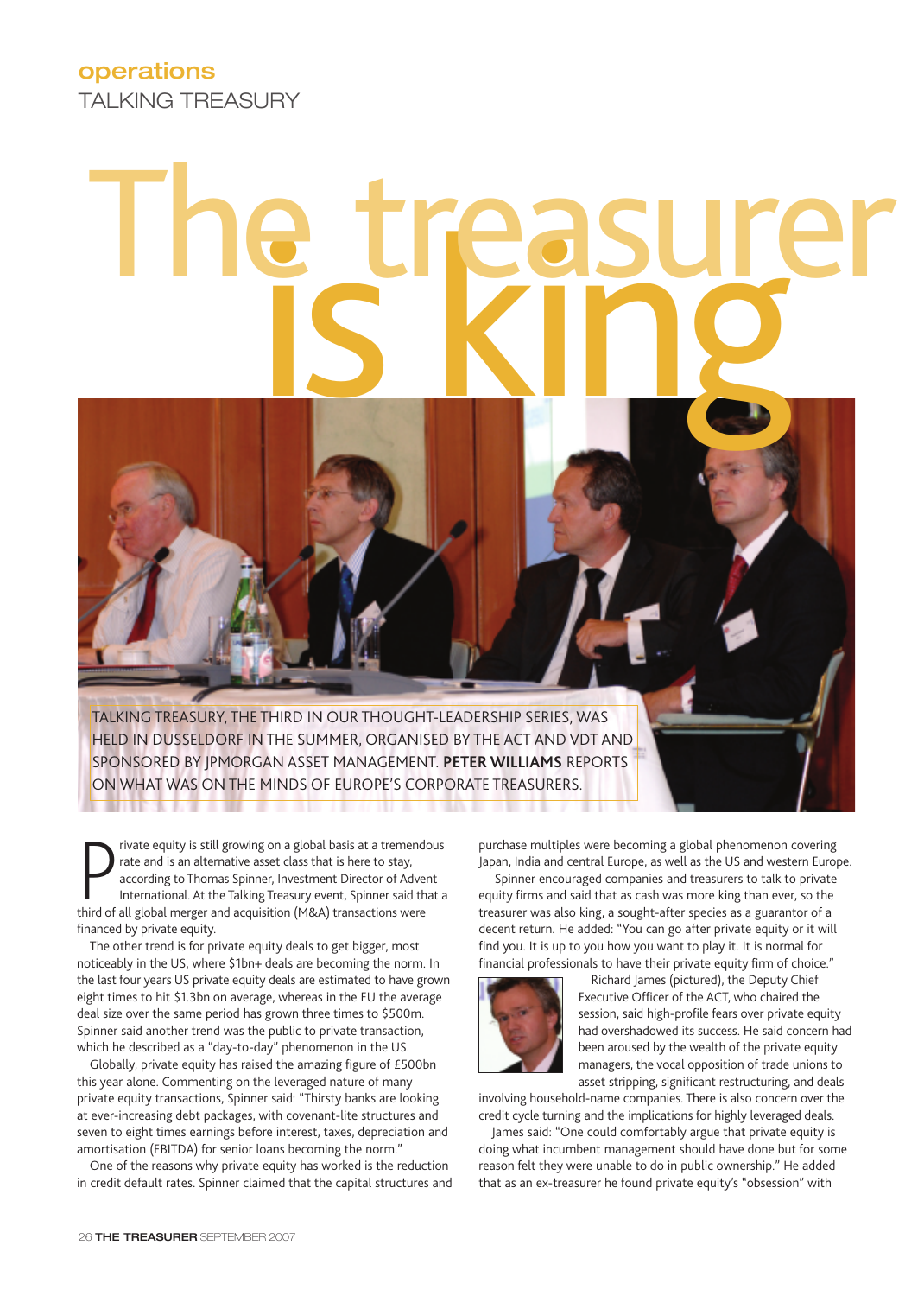**operations**
TALKING TREASURY

# The treasurer is king

TALKING TREASURY, THE THIRD IN OUR THOUGHT-LEADERSHIP SERIES, WAS HELD IN DUSSELDORF IN THE SUMMER, ORGANISED BY THE ACT AND VDT AND SPONSORED BY JPMORGAN ASSET MANAGEMENT. **PETER WILLIAMS** REPORTS ON WHAT WAS ON THE MINDS OF EUROPE'S CORPORATE TREASURERS.

Private equity is still growing on a global basis at a tremendous rate and is an alternative asset class that is here to stay, according to Thomas Spinner, Investment Director of Advent International. At the Talking Treasury event, Spinner said that a third of all global merger and acquisition (M&A) transactions were financed by private equity.

The other trend is for private equity deals to get bigger, most noticeably in the US, where $1bn+ deals are becoming the norm. In the last four years US private equity deals are estimated to have grown eight times to hit $1.3bn on average, whereas in the EU the average deal size over the same period has grown three times to $500m. Spinner said another trend was the public to private transaction, which he described as a "day-to-day" phenomenon in the US.

Globally, private equity has raised the amazing figure of £500bn this year alone. Commenting on the leveraged nature of many private equity transactions, Spinner said: "Thirsty banks are looking at ever-increasing debt packages, with covenant-lite structures and seven to eight times earnings before interest, taxes, depreciation and amortisation (EBITDA) for senior loans becoming the norm."

One of the reasons why private equity has worked is the reduction in credit default rates. Spinner claimed that the capital structures and purchase multiples were becoming a global phenomenon covering Japan, India and central Europe, as well as the US and western Europe.

Spinner encouraged companies and treasurers to talk to private equity firms and said that as cash was more king than ever, so the treasurer was also king, a sought-after species as a guarantor of a decent return. He added: "You can go after private equity or it will find you. It is up to you how you want to play it. It is normal for financial professionals to have their private equity firm of choice."

Richard James (pictured), the Deputy Chief Executive Officer of the ACT, who chaired the session, said high-profile fears over private equity had overshadowed its success. He said concern had been aroused by the wealth of the private equity managers, the vocal opposition of trade unions to asset stripping, significant restructuring, and deals involving household-name companies. There is also concern over the credit cycle turning and the implications for highly leveraged deals.

James said: "One could comfortably argue that private equity is doing what incumbent management should have done but for some reason felt they were unable to do in public ownership." He added that as an ex-treasurer he found private equity's "obsession" with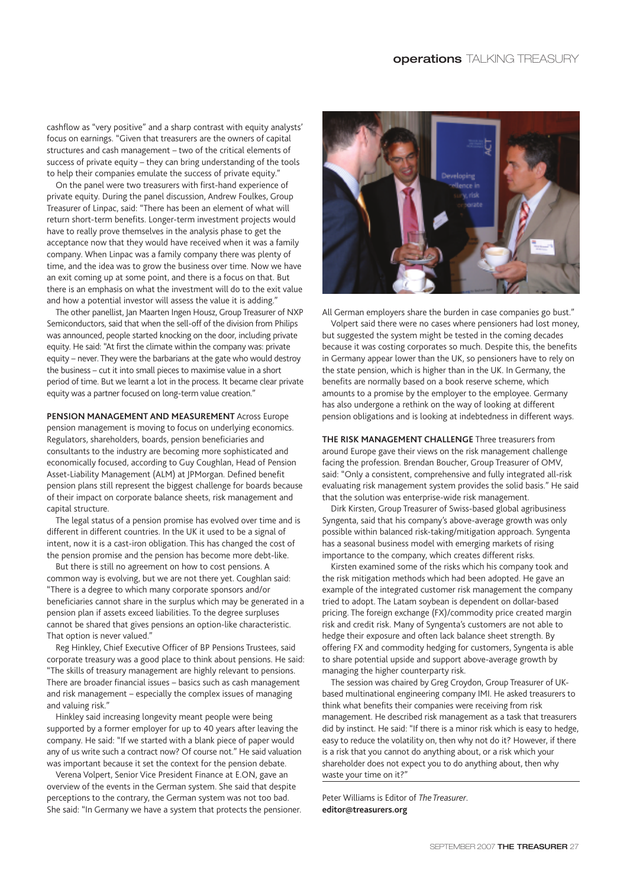cashflow as "very positive" and a sharp contrast with equity analysts' focus on earnings. "Given that treasurers are the owners of capital structures and cash management – two of the critical elements of success of private equity – they can bring understanding of the tools to help their companies emulate the success of private equity."

On the panel were two treasurers with first-hand experience of private equity. During the panel discussion, Andrew Foulkes, Group Treasurer of Linpac, said: "There has been an element of what will return short-term benefits. Longer-term investment projects would have to really prove themselves in the analysis phase to get the acceptance now that they would have received when it was a family company. When Linpac was a family company there was plenty of time, and the idea was to grow the business over time. Now we have an exit coming up at some point, and there is a focus on that. But there is an emphasis on what the investment will do to the exit value and how a potential investor will assess the value it is adding."

The other panellist, Jan Maarten Ingen Housz, Group Treasurer of NXP Semiconductors, said that when the sell-off of the division from Philips was announced, people started knocking on the door, including private equity. He said: "At first the climate within the company was: private equity – never. They were the barbarians at the gate who would destroy the business – cut it into small pieces to maximise value in a short period of time. But we learnt a lot in the process. It became clear private equity was a partner focused on long-term value creation."

**PENSION MANAGEMENT AND MEASUREMENT** Across Europe pension management is moving to focus on underlying economics. Regulators, shareholders, boards, pension beneficiaries and consultants to the industry are becoming more sophisticated and economically focused, according to Guy Coughlan, Head of Pension Asset-Liability Management (ALM) at JPMorgan. Defined benefit pension plans still represent the biggest challenge for boards because of their impact on corporate balance sheets, risk management and capital structure.

The legal status of a pension promise has evolved over time and is different in different countries. In the UK it used to be a signal of intent, now it is a cast-iron obligation. This has changed the cost of the pension promise and the pension has become more debt-like.

But there is still no agreement on how to cost pensions. A common way is evolving, but we are not there yet. Coughlan said: "There is a degree to which many corporate sponsors and/or beneficiaries cannot share in the surplus which may be generated in a pension plan if assets exceed liabilities. To the degree surpluses cannot be shared that gives pensions an option-like characteristic. That option is never valued."

Reg Hinkley, Chief Executive Officer of BP Pensions Trustees, said corporate treasury was a good place to think about pensions. He said: "The skills of treasury management are highly relevant to pensions. There are broader financial issues – basics such as cash management and risk management – especially the complex issues of managing and valuing risk."

Hinkley said increasing longevity meant people were being supported by a former employer for up to 40 years after leaving the company. He said: "If we started with a blank piece of paper would any of us write such a contract now? Of course not." He said valuation was important because it set the context for the pension debate.

Verena Volpert, Senior Vice President Finance at E.ON, gave an overview of the events in the German system. She said that despite perceptions to the contrary, the German system was not too bad. She said: "In Germany we have a system that protects the pensioner. All German employers share the burden in case companies go bust."

Volpert said there were no cases where pensioners had lost money, but suggested the system might be tested in the coming decades because it was costing corporates so much. Despite this, the benefits in Germany appear lower than the UK, so pensioners have to rely on the state pension, which is higher than in the UK. In Germany, the benefits are normally based on a book reserve scheme, which amounts to a promise by the employer to the employee. Germany has also undergone a rethink on the way of looking at different pension obligations and is looking at indebtedness in different ways.

**THE RISK MANAGEMENT CHALLENGE** Three treasurers from around Europe gave their views on the risk management challenge facing the profession. Brendan Boucher, Group Treasurer of OMV, said: "Only a consistent, comprehensive and fully integrated all-risk evaluating risk management system provides the solid basis." He said that the solution was enterprise-wide risk management.

Dirk Kirsten, Group Treasurer of Swiss-based global agribusiness Syngenta, said that his company's above-average growth was only possible within balanced risk-taking/mitigation approach. Syngenta has a seasonal business model with emerging markets of rising importance to the company, which creates different risks.

Kirsten examined some of the risks which his company took and the risk mitigation methods which had been adopted. He gave an example of the integrated customer risk management the company tried to adopt. The Latam soybean is dependent on dollar-based pricing. The foreign exchange (FX)/commodity price created margin risk and credit risk. Many of Syngenta's customers are not able to hedge their exposure and often lack balance sheet strength. By offering FX and commodity hedging for customers, Syngenta is able to share potential upside and support above-average growth by managing the higher counterparty risk.

The session was chaired by Greg Croydon, Group Treasurer of UK-based multinational engineering company IMI. He asked treasurers to think what benefits their companies were receiving from risk management. He described risk management as a task that treasurers did by instinct. He said: "If there is a minor risk which is easy to hedge, easy to reduce the volatility on, then why not do it? However, if there is a risk that you cannot do anything about, or a risk which your shareholder does not expect you to do anything about, then why waste your time on it?"

Peter Williams is Editor of *The Treasurer*.
**editor@treasurers.org**